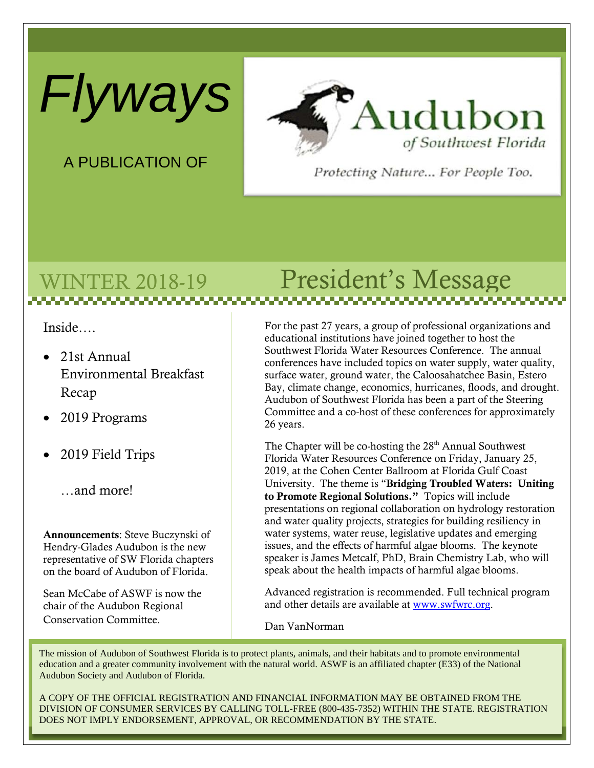# Flyways

A PUBLICATION OF

Audubon of Southwest Florida

*Protecting Nature... For People Too.*

## WINTER 2018-19

Inside….

- 21st Annual Environmental Breakfast Recap
- 2019 Programs
- 2019 Field Trips

…and more!

**Announcements**: Steve Buczynski of Hendry-Glades Audubon is the new representative of SW Florida chapters on the board of Audubon of Florida.

Sean McCabe of ASWF is now the chair of the Audubon Regional Conservation Committee.

## President's Message

For the past 27 years, a group of professional organizations and educational institutions have joined together to host the Southwest Florida Water Resources Conference. The annual conferences have included topics on water supply, water quality, surface water, ground water, the Caloosahatchee Basin, Estero Bay, climate change, economics, hurricanes, floods, and drought. Audubon of Southwest Florida has been a part of the Steering Committee and a co-host of these conferences for approximately 26 years.

The Chapter will be co-hosting the 28th Annual Southwest Florida Water Resources Conference on Friday, January 25, 2019, at the Cohen Center Ballroom at Florida Gulf Coast University. The theme is "**Bridging Troubled Waters: Uniting to Promote Regional Solutions.**" Topics will include presentations on regional collaboration on hydrology restoration and water quality projects, strategies for building resiliency in water systems, water reuse, legislative updates and emerging issues, and the effects of harmful algae blooms. The keynote speaker is James Metcalf, PhD, Brain Chemistry Lab, who will speak about the health impacts of harmful algae blooms.

Advanced registration is recommended. Full technical program and other details are available at www.swfwrc.org.

Dan VanNorman

The mission of Audubon of Southwest Florida is to protect plants, animals, and their habitats and to promote environmental education and a greater community involvement with the natural world. ASWF is an affiliated chapter (E33) of the National Audubon Society and Audubon of Florida.

A COPY OF THE OFFICIAL REGISTRATION AND FINANCIAL INFORMATION MAY BE OBTAINED FROM THE DIVISION OF CONSUMER SERVICES BY CALLING TOLL-FREE (800-435-7352) WITHIN THE STATE. REGISTRATION DOES NOT IMPLY ENDORSEMENT, APPROVAL, OR RECOMMENDATION BY THE STATE.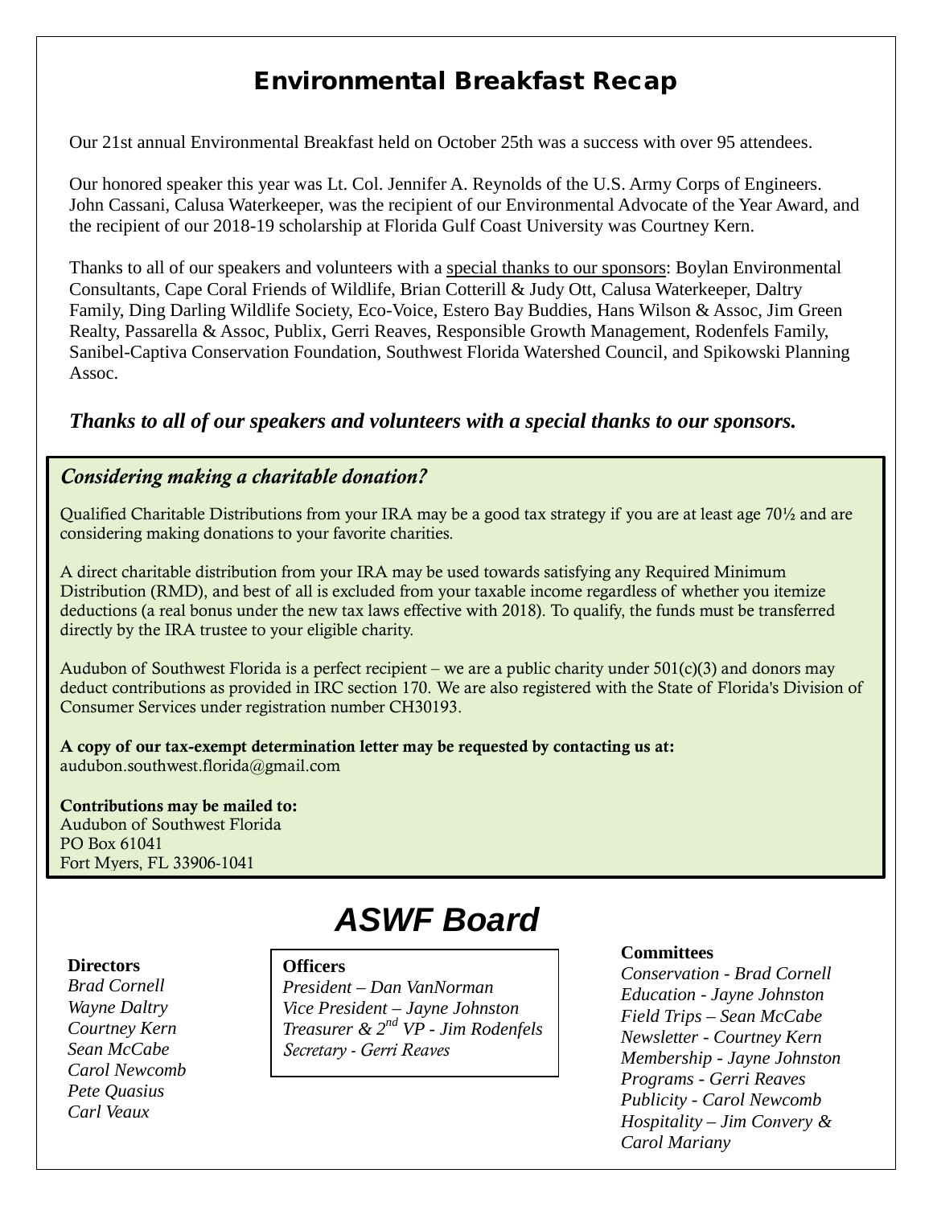## Environmental Breakfast Recap

Our 21st annual Environmental Breakfast held on October 25th was a success with over 95 attendees.

Our honored speaker this year was Lt. Col. Jennifer A. Reynolds of the U.S. Army Corps of Engineers. John Cassani, Calusa Waterkeeper, was the recipient of our Environmental Advocate of the Year Award, and the recipient of our 2018-19 scholarship at Florida Gulf Coast University was Courtney Kern.

Thanks to all of our speakers and volunteers with a special thanks to our sponsors: Boylan Environmental Consultants, Cape Coral Friends of Wildlife, Brian Cotterill & Judy Ott, Calusa Waterkeeper, Daltry Family, Ding Darling Wildlife Society, Eco-Voice, Estero Bay Buddies, Hans Wilson & Assoc, Jim Green Realty, Passarella & Assoc, Publix, Gerri Reaves, Responsible Growth Management, Rodenfels Family, Sanibel-Captiva Conservation Foundation, Southwest Florida Watershed Council, and Spikowski Planning Assoc.

***Thanks to all of our speakers and volunteers with a special thanks to our sponsors.***

### *Considering making a charitable donation?*

Qualified Charitable Distributions from your IRA may be a good tax strategy if you are at least age 70½ and are considering making donations to your favorite charities.

A direct charitable distribution from your IRA may be used towards satisfying any Required Minimum Distribution (RMD), and best of all is excluded from your taxable income regardless of whether you itemize deductions (a real bonus under the new tax laws effective with 2018). To qualify, the funds must be transferred directly by the IRA trustee to your eligible charity.

Audubon of Southwest Florida is a perfect recipient – we are a public charity under 501(c)(3) and donors may deduct contributions as provided in IRC section 170. We are also registered with the State of Florida's Division of Consumer Services under registration number CH30193.

**A copy of our tax-exempt determination letter may be requested by contacting us at:**
audubon.southwest.florida@gmail.com

**Contributions may be mailed to:**
Audubon of Southwest Florida
PO Box 61041
Fort Myers, FL 33906-1041

## *ASWF Board*

**Directors**
*Brad Cornell*
*Wayne Daltry*
*Courtney Kern*
*Sean McCabe*
*Carol Newcomb*
*Pete Quasius*
*Carl Veaux*

**Officers**
*President – Dan VanNorman*
*Vice President – Jayne Johnston*
*Treasurer & 2nd VP - Jim Rodenfels*
*Secretary - Gerri Reaves*

**Committees**
*Conservation - Brad Cornell*
*Education - Jayne Johnston*
*Field Trips – Sean McCabe*
*Newsletter - Courtney Kern*
*Membership - Jayne Johnston*
*Programs - Gerri Reaves*
*Publicity - Carol Newcomb*
*Hospitality – Jim Convery & Carol Mariany*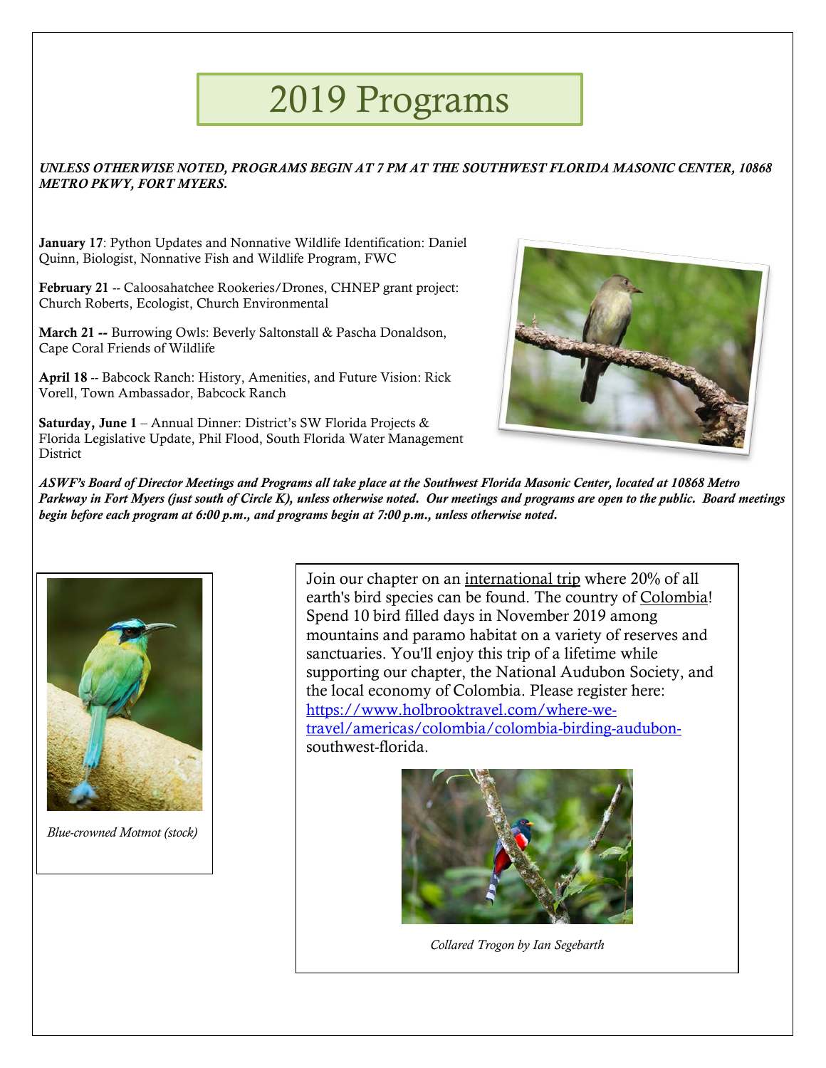# 2019 Programs

***UNLESS OTHERWISE NOTED, PROGRAMS BEGIN AT 7 PM AT THE SOUTHWEST FLORIDA MASONIC CENTER, 10868 METRO PKWY, FORT MYERS.***

**January 17**: Python Updates and Nonnative Wildlife Identification: Daniel Quinn, Biologist, Nonnative Fish and Wildlife Program, FWC

**February 21** -- Caloosahatchee Rookeries/Drones, CHNEP grant project: Church Roberts, Ecologist, Church Environmental

**March 21 --** Burrowing Owls: Beverly Saltonstall & Pascha Donaldson, Cape Coral Friends of Wildlife

**April 18** -- Babcock Ranch: History, Amenities, and Future Vision: Rick Vorell, Town Ambassador, Babcock Ranch

**Saturday, June 1** – Annual Dinner: District's SW Florida Projects & Florida Legislative Update, Phil Flood, South Florida Water Management District

***ASWF's Board of Director Meetings and Programs all take place at the Southwest Florida Masonic Center, located at 10868 Metro Parkway in Fort Myers (just south of Circle K), unless otherwise noted. Our meetings and programs are open to the public. Board meetings begin before each program at 6:00 p.m., and programs begin at 7:00 p.m., unless otherwise noted.***

*Blue-crowned Motmot (stock)*

Join our chapter on an international trip where 20% of all earth's bird species can be found. The country of Colombia! Spend 10 bird filled days in November 2019 among mountains and paramo habitat on a variety of reserves and sanctuaries. You'll enjoy this trip of a lifetime while supporting our chapter, the National Audubon Society, and the local economy of Colombia. Please register here: https://www.holbrooktravel.com/where-we-travel/americas/colombia/colombia-birding-audubon-southwest-florida.

*Collared Trogon by Ian Segebarth*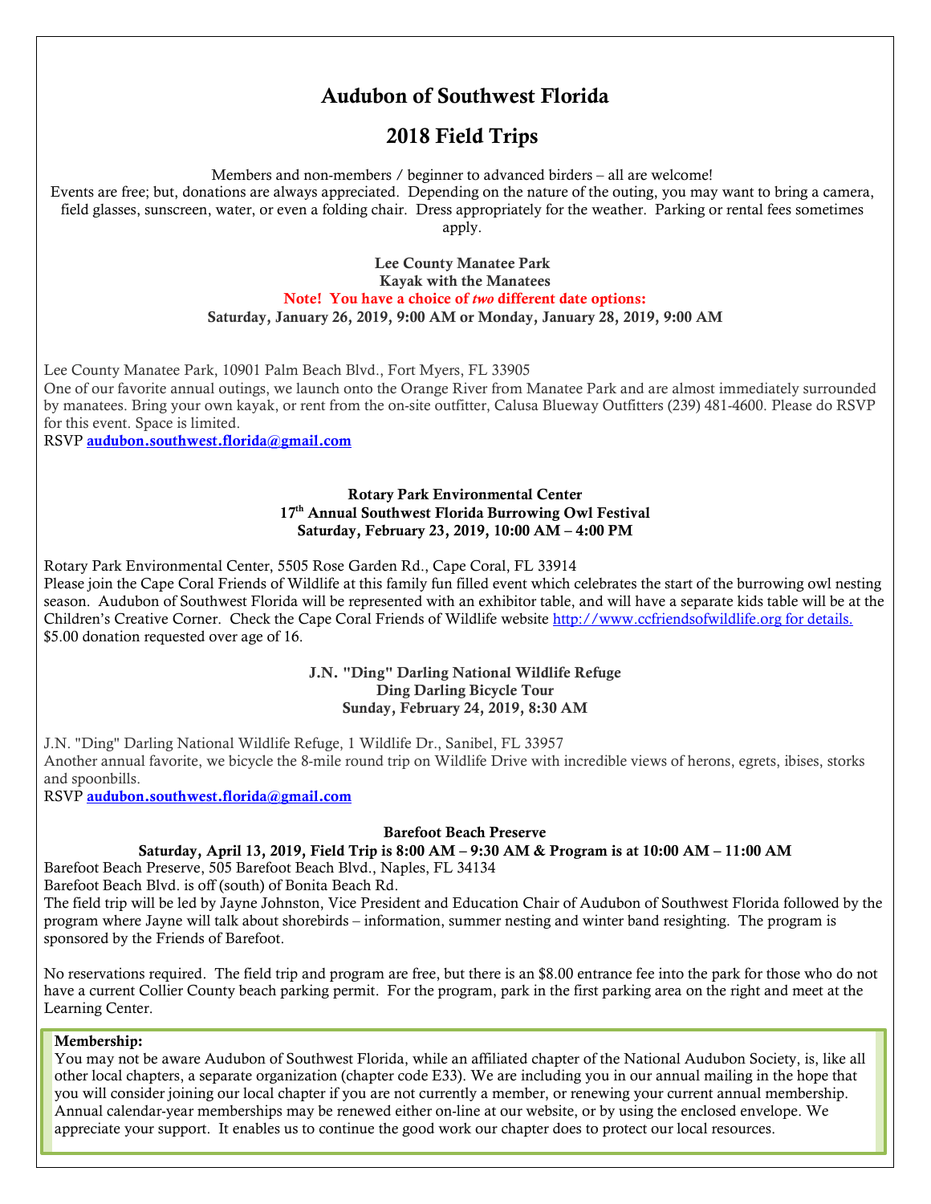# Audubon of Southwest Florida

## 2018 Field Trips

Members and non-members / beginner to advanced birders – all are welcome!
Events are free; but, donations are always appreciated. Depending on the nature of the outing, you may want to bring a camera, field glasses, sunscreen, water, or even a folding chair. Dress appropriately for the weather. Parking or rental fees sometimes apply.

**Lee County Manatee Park**
**Kayak with the Manatees**
**Note! You have a choice of *two* different date options:**
**Saturday, January 26, 2019, 9:00 AM or Monday, January 28, 2019, 9:00 AM**

Lee County Manatee Park, 10901 Palm Beach Blvd., Fort Myers, FL 33905
One of our favorite annual outings, we launch onto the Orange River from Manatee Park and are almost immediately surrounded by manatees. Bring your own kayak, or rent from the on-site outfitter, Calusa Blueway Outfitters (239) 481-4600. Please do RSVP for this event. Space is limited.
RSVP **audubon.southwest.florida@gmail.com**

**Rotary Park Environmental Center**
**17th Annual Southwest Florida Burrowing Owl Festival**
**Saturday, February 23, 2019, 10:00 AM – 4:00 PM**

Rotary Park Environmental Center, 5505 Rose Garden Rd., Cape Coral, FL 33914
Please join the Cape Coral Friends of Wildlife at this family fun filled event which celebrates the start of the burrowing owl nesting season. Audubon of Southwest Florida will be represented with an exhibitor table, and will have a separate kids table will be at the Children's Creative Corner. Check the Cape Coral Friends of Wildlife website http://www.ccfriendsofwildlife.org for details.
$5.00 donation requested over age of 16.

**J.N. "Ding" Darling National Wildlife Refuge**
**Ding Darling Bicycle Tour**
**Sunday, February 24, 2019, 8:30 AM**

J.N. "Ding" Darling National Wildlife Refuge, 1 Wildlife Dr., Sanibel, FL 33957
Another annual favorite, we bicycle the 8-mile round trip on Wildlife Drive with incredible views of herons, egrets, ibises, storks and spoonbills.
RSVP **audubon.southwest.florida@gmail.com**

**Barefoot Beach Preserve**
**Saturday, April 13, 2019, Field Trip is 8:00 AM – 9:30 AM & Program is at 10:00 AM – 11:00 AM**
Barefoot Beach Preserve, 505 Barefoot Beach Blvd., Naples, FL 34134
Barefoot Beach Blvd. is off (south) of Bonita Beach Rd.
The field trip will be led by Jayne Johnston, Vice President and Education Chair of Audubon of Southwest Florida followed by the program where Jayne will talk about shorebirds – information, summer nesting and winter band resighting. The program is sponsored by the Friends of Barefoot.

No reservations required. The field trip and program are free, but there is an $8.00 entrance fee into the park for those who do not have a current Collier County beach parking permit. For the program, park in the first parking area on the right and meet at the Learning Center.

**Membership:**
You may not be aware Audubon of Southwest Florida, while an affiliated chapter of the National Audubon Society, is, like all other local chapters, a separate organization (chapter code E33). We are including you in our annual mailing in the hope that you will consider joining our local chapter if you are not currently a member, or renewing your current annual membership. Annual calendar-year memberships may be renewed either on-line at our website, or by using the enclosed envelope. We appreciate your support. It enables us to continue the good work our chapter does to protect our local resources.